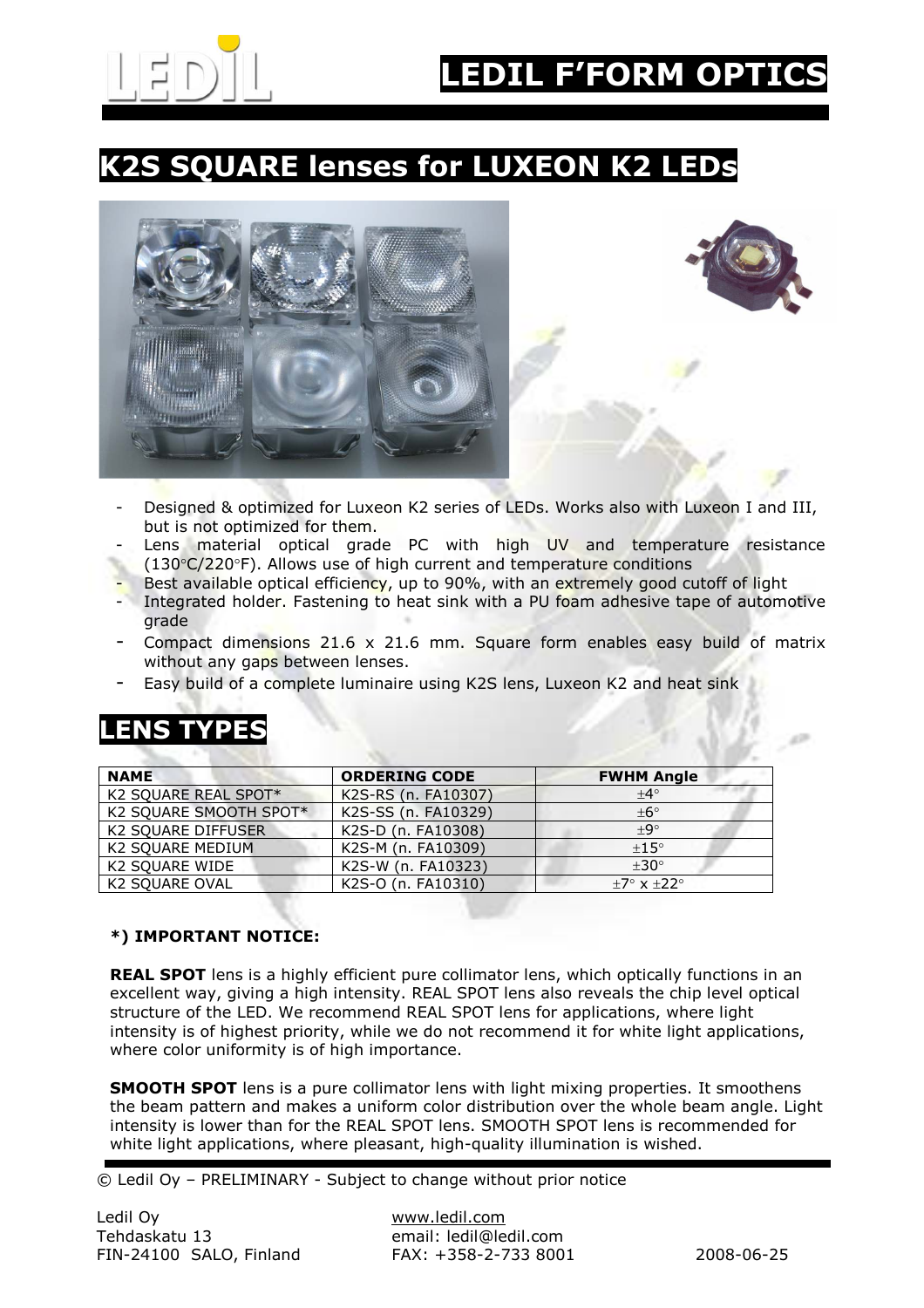# LEDIL F'FORM OPTICS

## K2S SQUARE lenses for LUXEON K2 LEDs

- Designed & optimized for Luxeon K2 series of LEDs. Works also with Luxeon I and III, but is not optimized for them.
- Lens material optical grade PC with high UV and temperature resistance (130°C/220°F). Allows use of high current and temperature conditions
- Best available optical efficiency, up to 90%, with an extremely good cutoff of light
- Integrated holder. Fastening to heat sink with a PU foam adhesive tape of automotive grade
- Compact dimensions 21.6 x 21.6 mm. Square form enables easy build of matrix without any gaps between lenses.
- Easy build of a complete luminaire using K2S lens, Luxeon K2 and heat sink

## LENS TYPES

| NAME | ORDERING CODE | FWHM Angle |
|---|---|---|
| K2 SQUARE REAL SPOT* | K2S-RS (n. FA10307) | ±4° |
| K2 SQUARE SMOOTH SPOT* | K2S-SS (n. FA10329) | ±6° |
| K2 SQUARE DIFFUSER | K2S-D (n. FA10308) | ±9° |
| K2 SQUARE MEDIUM | K2S-M (n. FA10309) | ±15° |
| K2 SQUARE WIDE | K2S-W (n. FA10323) | ±30° |
| K2 SQUARE OVAL | K2S-O (n. FA10310) | ±7° x ±22° |

**\*) IMPORTANT NOTICE:**

**REAL SPOT** lens is a highly efficient pure collimator lens, which optically functions in an excellent way, giving a high intensity. REAL SPOT lens also reveals the chip level optical structure of the LED. We recommend REAL SPOT lens for applications, where light intensity is of highest priority, while we do not recommend it for white light applications, where color uniformity is of high importance.

**SMOOTH SPOT** lens is a pure collimator lens with light mixing properties. It smoothens the beam pattern and makes a uniform color distribution over the whole beam angle. Light intensity is lower than for the REAL SPOT lens. SMOOTH SPOT lens is recommended for white light applications, where pleasant, high-quality illumination is wished.

© Ledil Oy – PRELIMINARY - Subject to change without prior notice

Ledil Oy
Tehdaskatu 13
FIN-24100 SALO, Finland

www.ledil.com
email: ledil@ledil.com
FAX: +358-2-733 8001

2008-06-25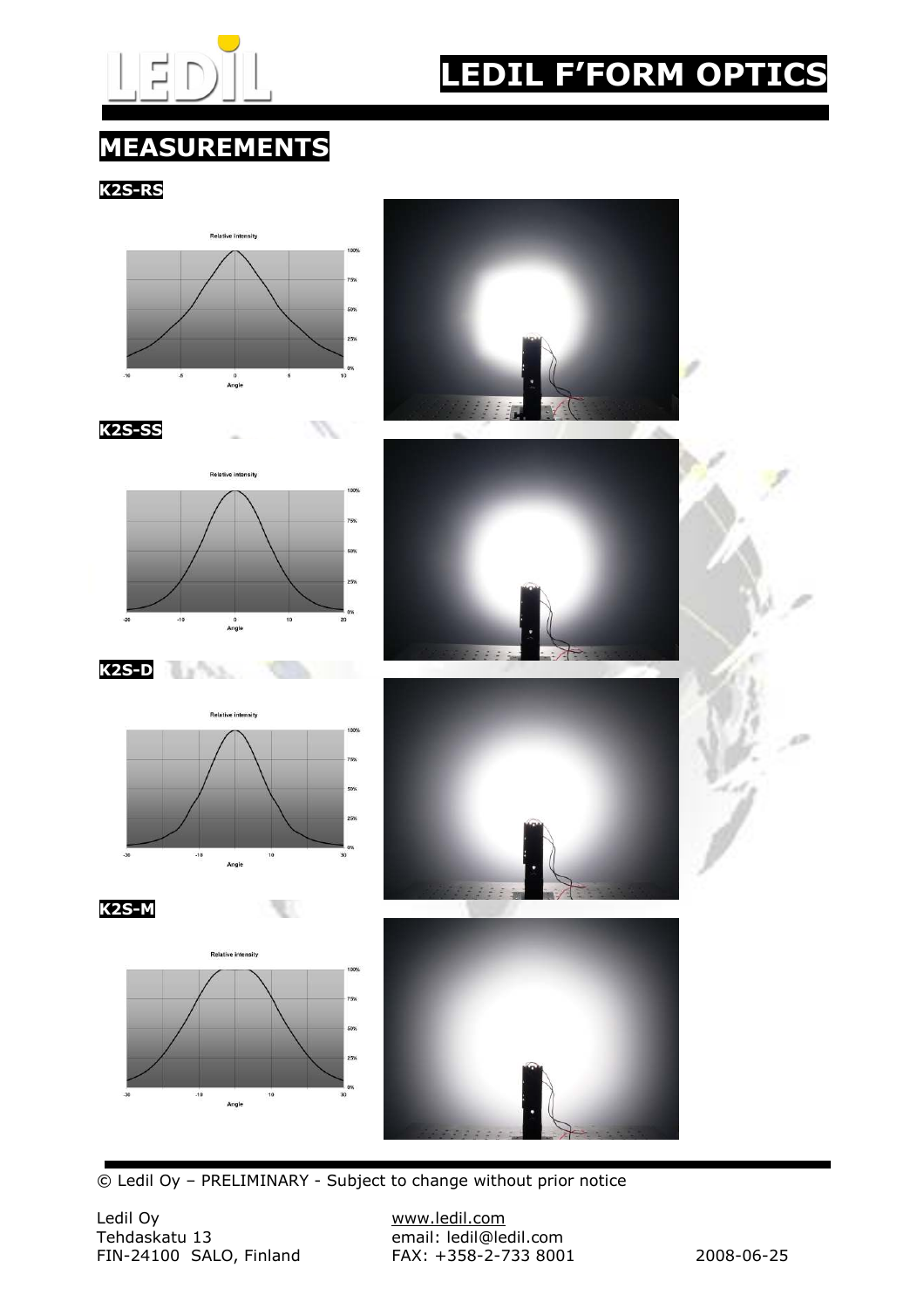# MEASUREMENTS

**K2S-RS**

Relative intensity

100%
75%
50%
25%
0%

-10 -5 0 5 10

Angle

**K2S-SS**

Relative intensity

100%
75%
50%
25%
0%

-20 -10 0 10 20

Angle

**K2S-D**

Relative intensity

100%
75%
50%
25%
0%

-30 -10 10 30

Angle

**K2S-M**

Relative intensity

100%
75%
50%
25%
0%

-30 -10 10 30

Angle

© Ledil Oy – PRELIMINARY - Subject to change without prior notice

Ledil Oy
Tehdaskatu 13
FIN-24100 SALO, Finland

www.ledil.com
email: ledil@ledil.com
FAX: +358-2-733 8001

2008-06-25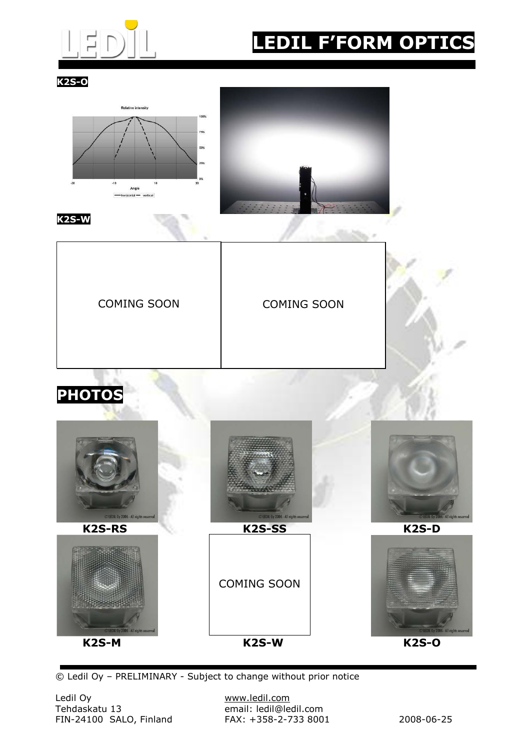**K2S-O**

Relative intensity

100%
75%
50%
25%
0%

-30 -10 10 30

Angle

horizontal vertical

**K2S-W**

| | |
|---|---|
| COMING SOON | COMING SOON |

# PHOTOS

| | | |
|---|---|---|
| **K2S-RS** | **K2S-SS** | **K2S-D** |
| **K2S-M** | COMING SOON<br>**K2S-W** | **K2S-O** |

© Ledil Oy – PRELIMINARY - Subject to change without prior notice

Ledil Oy
Tehdaskatu 13
FIN-24100 SALO, Finland

www.ledil.com
email: ledil@ledil.com
FAX: +358-2-733 8001

2008-06-25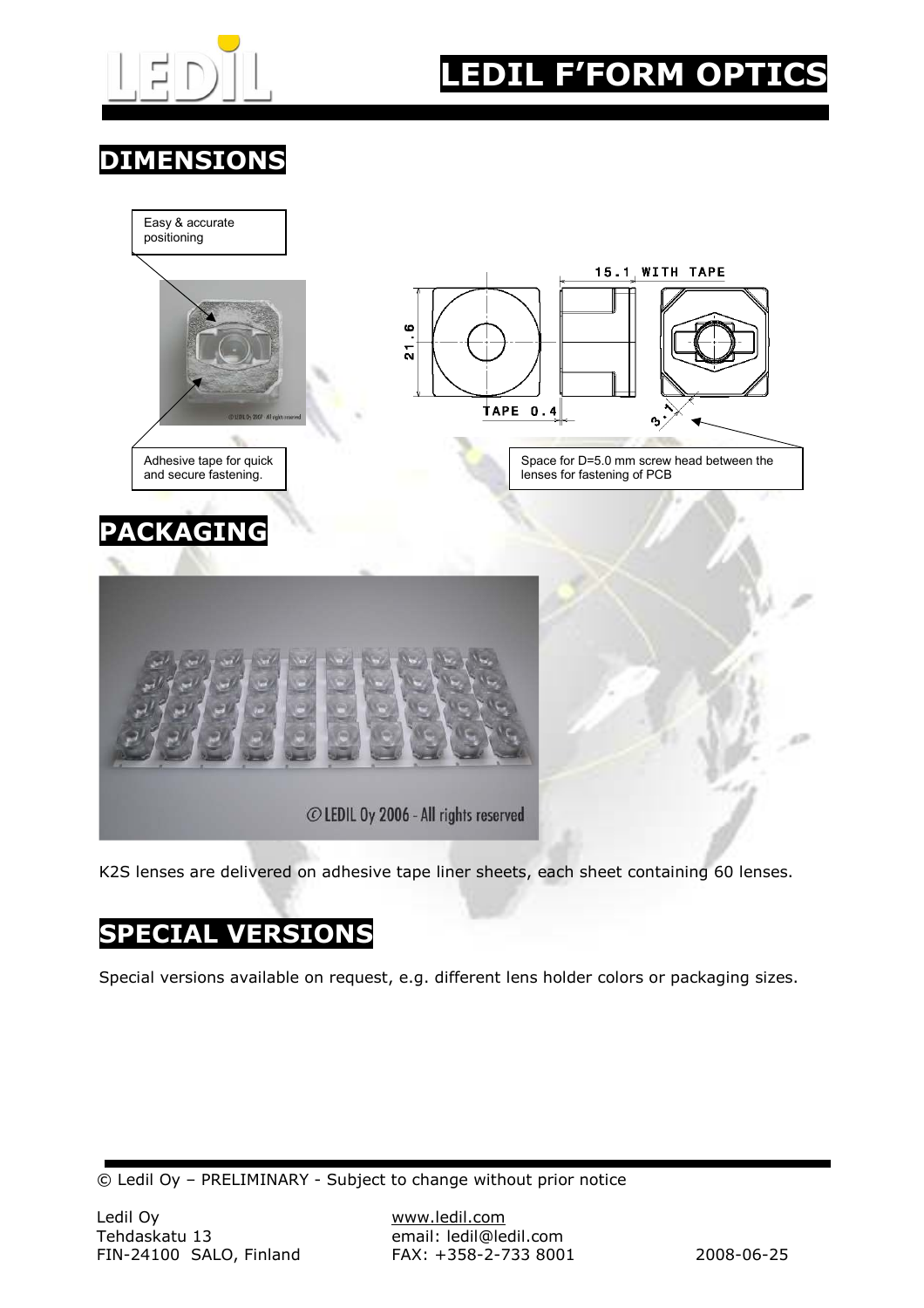# LEDIL F'FORM OPTICS

## DIMENSIONS

Easy & accurate positioning

Adhesive tape for quick and secure fastening.

15.1 WITH TAPE

21.6

TAPE 0.4

3.1

Space for D=5.0 mm screw head between the lenses for fastening of PCB

## PACKAGING

© LEDIL Oy 2006 - All rights reserved

K2S lenses are delivered on adhesive tape liner sheets, each sheet containing 60 lenses.

## SPECIAL VERSIONS

Special versions available on request, e.g. different lens holder colors or packaging sizes.

© Ledil Oy – PRELIMINARY - Subject to change without prior notice

Ledil Oy
Tehdaskatu 13
FIN-24100 SALO, Finland

www.ledil.com
email: ledil@ledil.com
FAX: +358-2-733 8001

2008-06-25